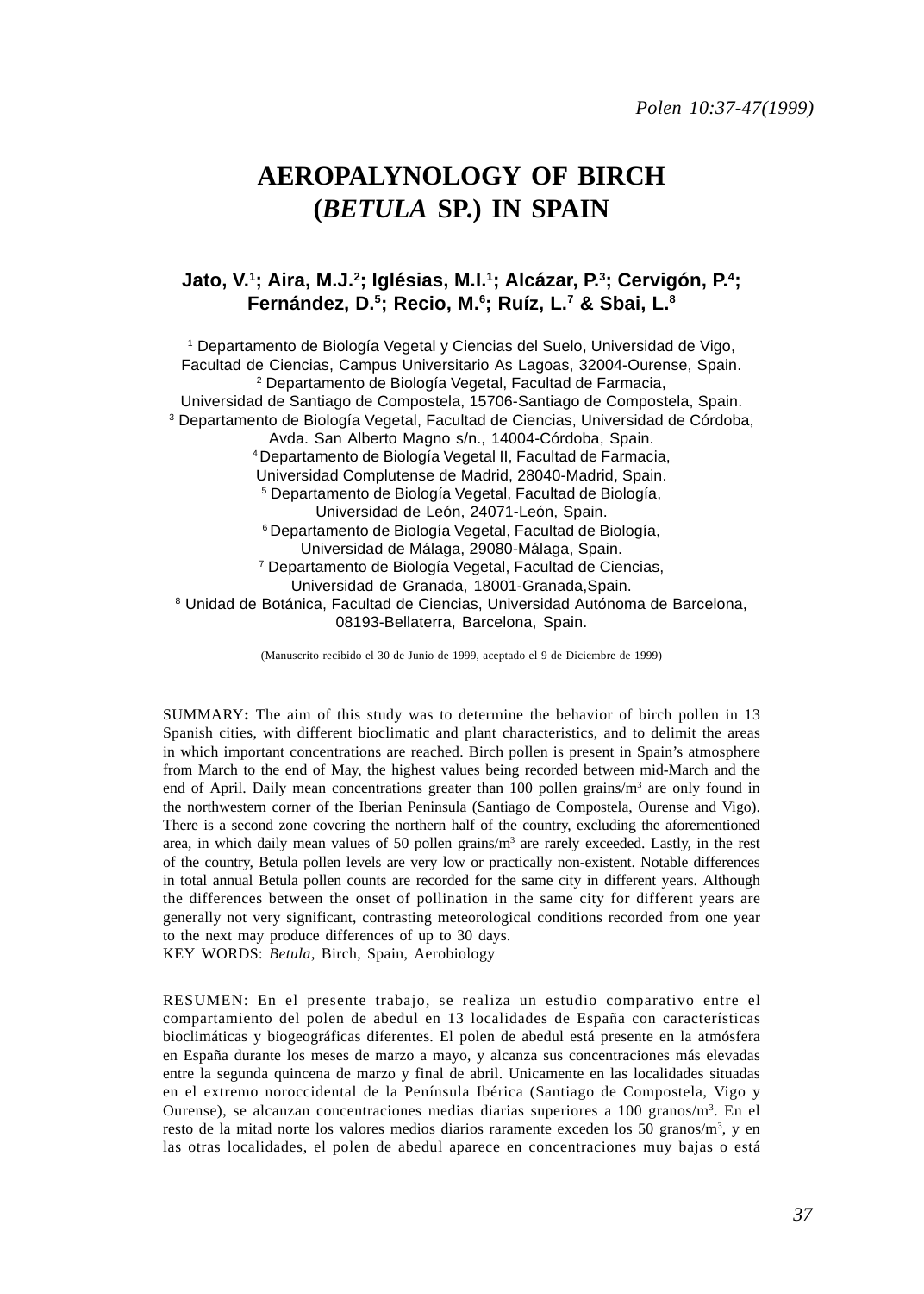# AEROPALYNOLOGY OF BIRCH (*BETULA* SP.) IN SPAIN

**Jato, V.[1]; Aira, M.J.[2]; Iglésias, M.I.[1]; Alcázar, P.[3]; Cervigón, P.[4]; Fernández, D.[5]; Recio, M.[6]; Ruíz, L.[7] & Sbai, L.[8]**

[1] Departamento de Biología Vegetal y Ciencias del Suelo, Universidad de Vigo, Facultad de Ciencias, Campus Universitario As Lagoas, 32004-Ourense, Spain.
[2] Departamento de Biología Vegetal, Facultad de Farmacia, Universidad de Santiago de Compostela, 15706-Santiago de Compostela, Spain.
[3] Departamento de Biología Vegetal, Facultad de Ciencias, Universidad de Córdoba, Avda. San Alberto Magno s/n., 14004-Córdoba, Spain.
[4] Departamento de Biología Vegetal II, Facultad de Farmacia, Universidad Complutense de Madrid, 28040-Madrid, Spain.
[5] Departamento de Biología Vegetal, Facultad de Biología, Universidad de León, 24071-León, Spain.
[6] Departamento de Biología Vegetal, Facultad de Biología, Universidad de Málaga, 29080-Málaga, Spain.
[7] Departamento de Biología Vegetal, Facultad de Ciencias, Universidad de Granada, 18001-Granada,Spain.
[8] Unidad de Botánica, Facultad de Ciencias, Universidad Autónoma de Barcelona, 08193-Bellaterra, Barcelona, Spain.

(Manuscrito recibido el 30 de Junio de 1999, aceptado el 9 de Diciembre de 1999)

SUMMARY**:** The aim of this study was to determine the behavior of birch pollen in 13 Spanish cities, with different bioclimatic and plant characteristics, and to delimit the areas in which important concentrations are reached. Birch pollen is present in Spain's atmosphere from March to the end of May, the highest values being recorded between mid-March and the end of April. Daily mean concentrations greater than 100 pollen grains/m$^3$ are only found in the northwestern corner of the Iberian Peninsula (Santiago de Compostela, Ourense and Vigo). There is a second zone covering the northern half of the country, excluding the aforementioned area, in which daily mean values of 50 pollen grains/m$^3$ are rarely exceeded. Lastly, in the rest of the country, Betula pollen levels are very low or practically non-existent. Notable differences in total annual Betula pollen counts are recorded for the same city in different years. Although the differences between the onset of pollination in the same city for different years are generally not very significant, contrasting meteorological conditions recorded from one year to the next may produce differences of up to 30 days.
KEY WORDS: *Betula*, Birch, Spain, Aerobiology

RESUMEN: En el presente trabajo, se realiza un estudio comparativo entre el compartamiento del polen de abedul en 13 localidades de España con características bioclimáticas y biogeográficas diferentes. El polen de abedul está presente en la atmósfera en España durante los meses de marzo a mayo, y alcanza sus concentraciones más elevadas entre la segunda quincena de marzo y final de abril. Unicamente en las localidades situadas en el extremo noroccidental de la Península Ibérica (Santiago de Compostela, Vigo y Ourense), se alcanzan concentraciones medias diarias superiores a 100 granos/m$^3$. En el resto de la mitad norte los valores medios diarios raramente exceden los 50 granos/m$^3$, y en las otras localidades, el polen de abedul aparece en concentraciones muy bajas o está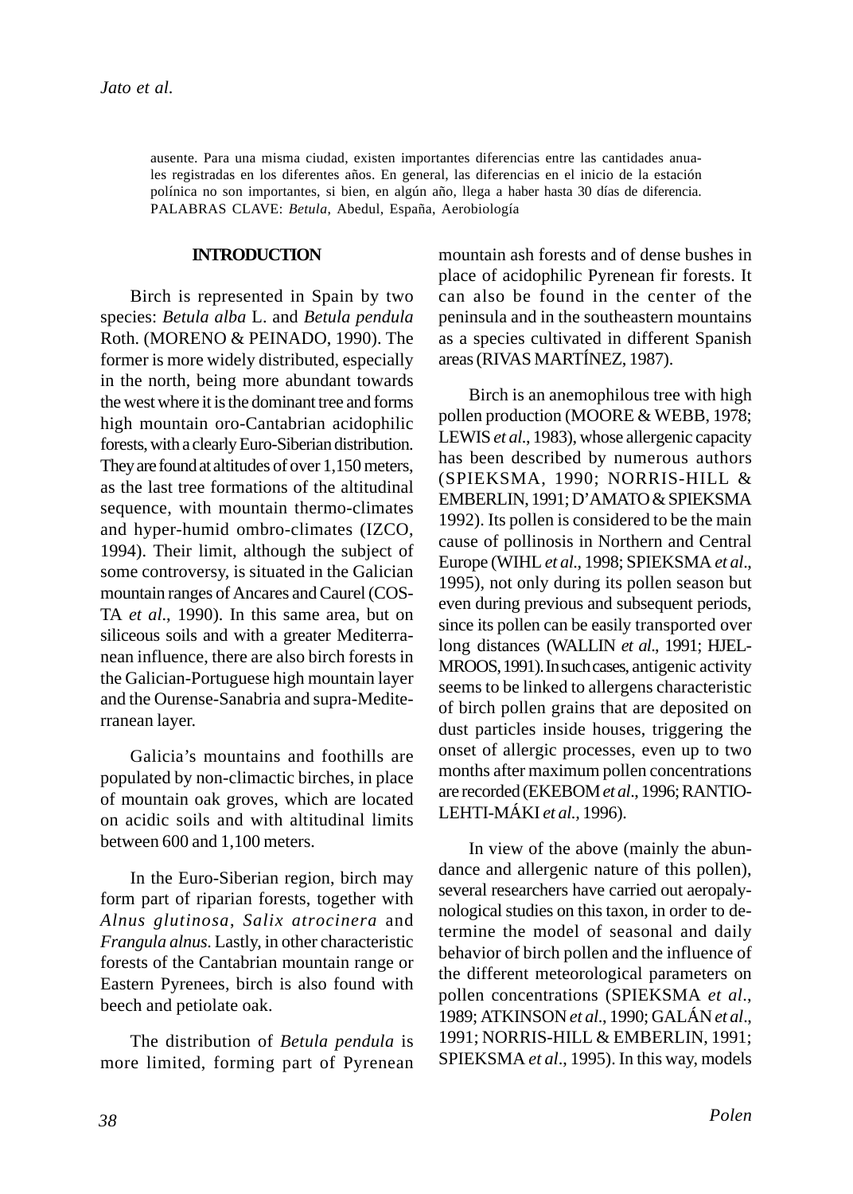ausente. Para una misma ciudad, existen importantes diferencias entre las cantidades anuales registradas en los diferentes años. En general, las diferencias en el inicio de la estación polínica no son importantes, si bien, en algún año, llega a haber hasta 30 días de diferencia.
PALABRAS CLAVE: *Betula*, Abedul, España, Aerobiología

## INTRODUCTION

Birch is represented in Spain by two species: *Betula alba* L. and *Betula pendula* Roth. (MORENO & PEINADO, 1990). The former is more widely distributed, especially in the north, being more abundant towards the west where it is the dominant tree and forms high mountain oro-Cantabrian acidophilic forests, with a clearly Euro-Siberian distribution. They are found at altitudes of over 1,150 meters, as the last tree formations of the altitudinal sequence, with mountain thermo-climates and hyper-humid ombro-climates (IZCO, 1994). Their limit, although the subject of some controversy, is situated in the Galician mountain ranges of Ancares and Caurel (COSTA *et al*., 1990). In this same area, but on siliceous soils and with a greater Mediterranean influence, there are also birch forests in the Galician-Portuguese high mountain layer and the Ourense-Sanabria and supra-Mediterranean layer.

Galicia's mountains and foothills are populated by non-climactic birches, in place of mountain oak groves, which are located on acidic soils and with altitudinal limits between 600 and 1,100 meters.

In the Euro-Siberian region, birch may form part of riparian forests, together with *Alnus glutinosa*, *Salix atrocinera* and *Frangula alnus*. Lastly, in other characteristic forests of the Cantabrian mountain range or Eastern Pyrenees, birch is also found with beech and petiolate oak.

The distribution of *Betula pendula* is more limited, forming part of Pyrenean mountain ash forests and of dense bushes in place of acidophilic Pyrenean fir forests. It can also be found in the center of the peninsula and in the southeastern mountains as a species cultivated in different Spanish areas (RIVAS MARTÍNEZ, 1987).

Birch is an anemophilous tree with high pollen production (MOORE & WEBB, 1978; LEWIS *et al*., 1983), whose allergenic capacity has been described by numerous authors (SPIEKSMA, 1990; NORRIS-HILL & EMBERLIN, 1991; D'AMATO & SPIEKSMA 1992). Its pollen is considered to be the main cause of pollinosis in Northern and Central Europe (WIHL *et al*., 1998; SPIEKSMA *et al*., 1995), not only during its pollen season but even during previous and subsequent periods, since its pollen can be easily transported over long distances (WALLIN *et al*., 1991; HJELMROOS, 1991). In such cases, antigenic activity seems to be linked to allergens characteristic of birch pollen grains that are deposited on dust particles inside houses, triggering the onset of allergic processes, even up to two months after maximum pollen concentrations are recorded (EKEBOM *et al*., 1996; RANTIO-LEHTI-MÁKI *et al*., 1996).

In view of the above (mainly the abundance and allergenic nature of this pollen), several researchers have carried out aeropalynological studies on this taxon, in order to determine the model of seasonal and daily behavior of birch pollen and the influence of the different meteorological parameters on pollen concentrations (SPIEKSMA *et al*., 1989; ATKINSON *et al*., 1990; GALÁN *et al*., 1991; NORRIS-HILL & EMBERLIN, 1991; SPIEKSMA *et al*., 1995). In this way, models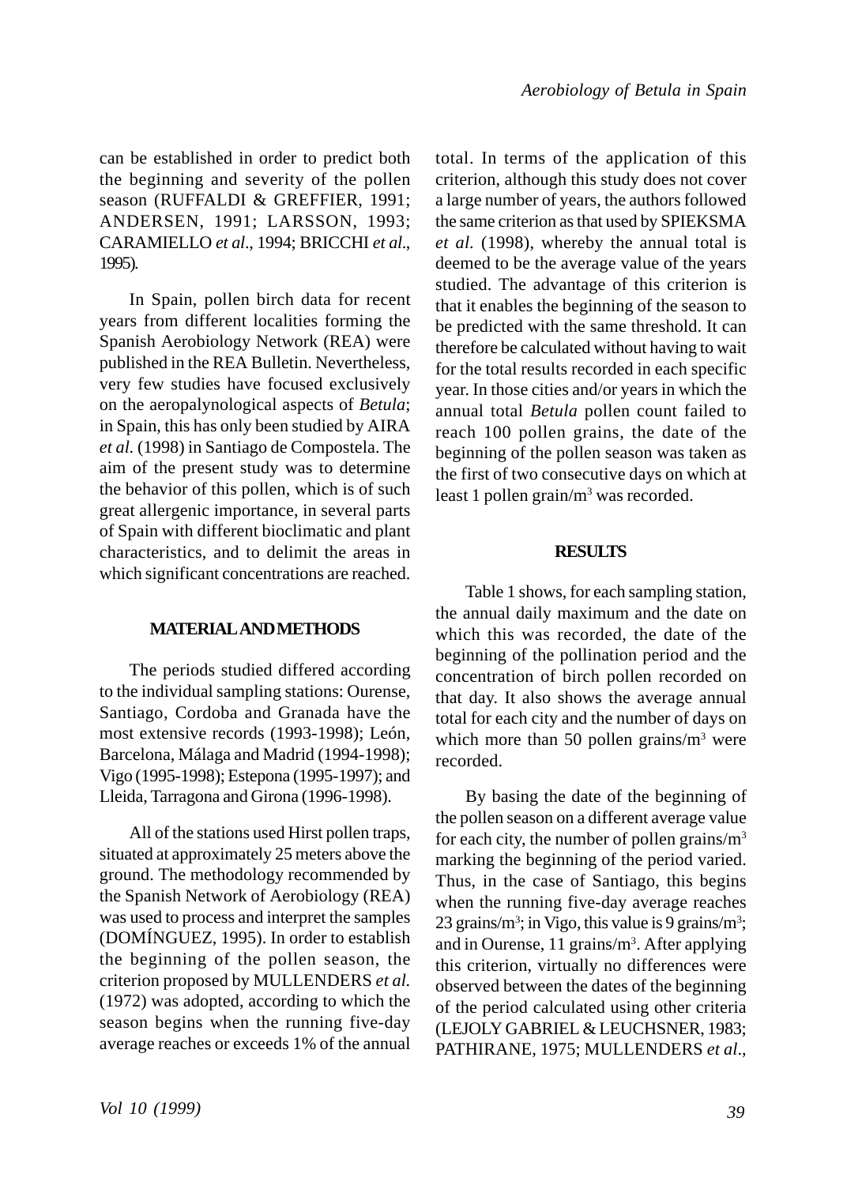can be established in order to predict both the beginning and severity of the pollen season (RUFFALDI & GREFFIER, 1991; ANDERSEN, 1991; LARSSON, 1993; CARAMIELLO *et al*., 1994; BRICCHI *et al*., 1995).

In Spain, pollen birch data for recent years from different localities forming the Spanish Aerobiology Network (REA) were published in the REA Bulletin. Nevertheless, very few studies have focused exclusively on the aeropalynological aspects of *Betula*; in Spain, this has only been studied by AIRA *et al.* (1998) in Santiago de Compostela. The aim of the present study was to determine the behavior of this pollen, which is of such great allergenic importance, in several parts of Spain with different bioclimatic and plant characteristics, and to delimit the areas in which significant concentrations are reached.

## MATERIAL AND METHODS

The periods studied differed according to the individual sampling stations: Ourense, Santiago, Cordoba and Granada have the most extensive records (1993-1998); León, Barcelona, Málaga and Madrid (1994-1998); Vigo (1995-1998); Estepona (1995-1997); and Lleida, Tarragona and Girona (1996-1998).

All of the stations used Hirst pollen traps, situated at approximately 25 meters above the ground. The methodology recommended by the Spanish Network of Aerobiology (REA) was used to process and interpret the samples (DOMÍNGUEZ, 1995). In order to establish the beginning of the pollen season, the criterion proposed by MULLENDERS *et al.* (1972) was adopted, according to which the season begins when the running five-day average reaches or exceeds 1% of the annual total. In terms of the application of this criterion, although this study does not cover a large number of years, the authors followed the same criterion as that used by SPIEKSMA *et al.* (1998), whereby the annual total is deemed to be the average value of the years studied. The advantage of this criterion is that it enables the beginning of the season to be predicted with the same threshold. It can therefore be calculated without having to wait for the total results recorded in each specific year. In those cities and/or years in which the annual total *Betula* pollen count failed to reach 100 pollen grains, the date of the beginning of the pollen season was taken as the first of two consecutive days on which at least 1 pollen grain/m$^3$ was recorded.

## RESULTS

Table 1 shows, for each sampling station, the annual daily maximum and the date on which this was recorded, the date of the beginning of the pollination period and the concentration of birch pollen recorded on that day. It also shows the average annual total for each city and the number of days on which more than 50 pollen grains/m$^3$ were recorded.

By basing the date of the beginning of the pollen season on a different average value for each city, the number of pollen grains/m$^3$ marking the beginning of the period varied. Thus, in the case of Santiago, this begins when the running five-day average reaches 23 grains/m$^3$; in Vigo, this value is 9 grains/m$^3$; and in Ourense, 11 grains/m$^3$. After applying this criterion, virtually no differences were observed between the dates of the beginning of the period calculated using other criteria (LEJOLY GABRIEL & LEUCHSNER, 1983; PATHIRANE, 1975; MULLENDERS *et al*.,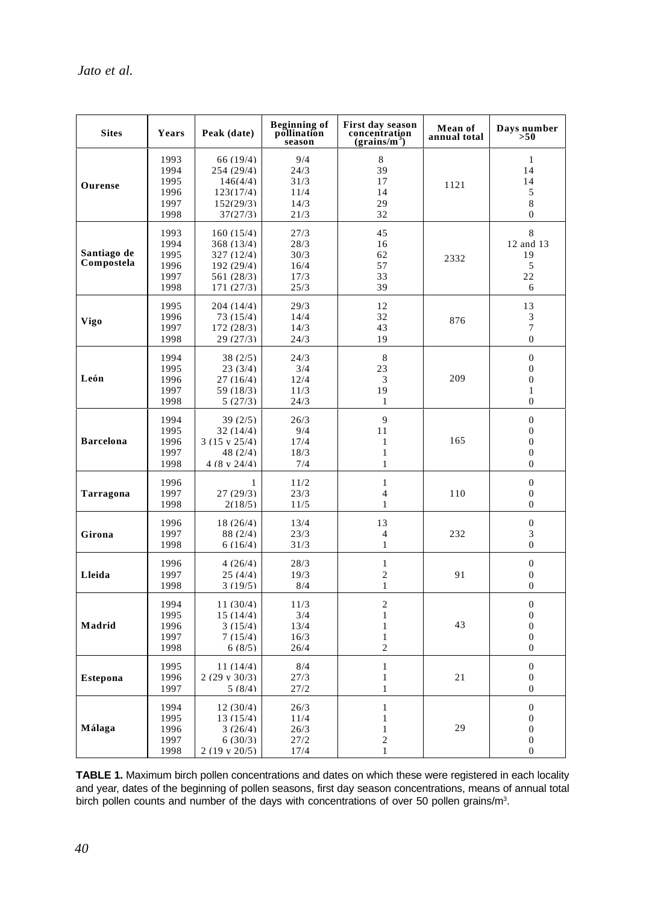| Sites | Years | Peak (date) | Beginning of pollination season | First day season concentration (grains/m$^3$) | Mean of annual total | Days number >50 |
|---|---|---|---|---|---|---|
| Ourense | 1993 | 66 (19/4) | 9/4 | 8 | 1121 | 1 |
| | 1994 | 254 (29/4) | 24/3 | 39 | | 14 |
| | 1995 | 146(4/4) | 31/3 | 17 | | 14 |
| | 1996 | 123(17/4) | 11/4 | 14 | | 5 |
| | 1997 | 152(29/3) | 14/3 | 29 | | 8 |
| | 1998 | 37(27/3) | 21/3 | 32 | | 0 |
| Santiago de Compostela | 1993 | 160 (15/4) | 27/3 | 45 | 2332 | 8 |
| | 1994 | 368 (13/4) | 28/3 | 16 | | 12 and 13 |
| | 1995 | 327 (12/4) | 30/3 | 62 | | 19 |
| | 1996 | 192 (29/4) | 16/4 | 57 | | 5 |
| | 1997 | 561 (28/3) | 17/3 | 33 | | 22 |
| | 1998 | 171 (27/3) | 25/3 | 39 | | 6 |
| Vigo | 1995 | 204 (14/4) | 29/3 | 12 | 876 | 13 |
| | 1996 | 73 (15/4) | 14/4 | 32 | | 3 |
| | 1997 | 172 (28/3) | 14/3 | 43 | | 7 |
| | 1998 | 29 (27/3) | 24/3 | 19 | | 0 |
| León | 1994 | 38 (2/5) | 24/3 | 8 | 209 | 0 |
| | 1995 | 23 (3/4) | 3/4 | 23 | | 0 |
| | 1996 | 27 (16/4) | 12/4 | 3 | | 0 |
| | 1997 | 59 (18/3) | 11/3 | 19 | | 1 |
| | 1998 | 5 (27/3) | 24/3 | 1 | | 0 |
| Barcelona | 1994 | 39 (2/5) | 26/3 | 9 | 165 | 0 |
| | 1995 | 32 (14/4) | 9/4 | 11 | | 0 |
| | 1996 | 3 (15 y 25/4) | 17/4 | 1 | | 0 |
| | 1997 | 48 (2/4) | 18/3 | 1 | | 0 |
| | 1998 | 4 (8 y 24/4) | 7/4 | 1 | | 0 |
| Tarragona | 1996 | 1 | 11/2 | 1 | 110 | 0 |
| | 1997 | 27 (29/3) | 23/3 | 4 | | 0 |
| | 1998 | 2(18/5) | 11/5 | 1 | | 0 |
| Girona | 1996 | 18 (26/4) | 13/4 | 13 | 232 | 0 |
| | 1997 | 88 (2/4) | 23/3 | 4 | | 3 |
| | 1998 | 6 (16/4) | 31/3 | 1 | | 0 |
| Lleida | 1996 | 4 (26/4) | 28/3 | 1 | 91 | 0 |
| | 1997 | 25 (4/4) | 19/3 | 2 | | 0 |
| | 1998 | 3 (19/5) | 8/4 | 1 | | 0 |
| Madrid | 1994 | 11 (30/4) | 11/3 | 2 | 43 | 0 |
| | 1995 | 15 (14/4) | 3/4 | 1 | | 0 |
| | 1996 | 3 (15/4) | 13/4 | 1 | | 0 |
| | 1997 | 7 (15/4) | 16/3 | 1 | | 0 |
| | 1998 | 6 (8/5) | 26/4 | 2 | | 0 |
| Estepona | 1995 | 11 (14/4) | 8/4 | 1 | 21 | 0 |
| | 1996 | 2 (29 y 30/3) | 27/3 | 1 | | 0 |
| | 1997 | 5 (8/4) | 27/2 | 1 | | 0 |
| Málaga | 1994 | 12 (30/4) | 26/3 | 1 | 29 | 0 |
| | 1995 | 13 (15/4) | 11/4 | 1 | | 0 |
| | 1996 | 3 (26/4) | 26/3 | 1 | | 0 |
| | 1997 | 6 (30/3) | 27/2 | 2 | | 0 |
| | 1998 | 2 (19 y 20/5) | 17/4 | 1 | | 0 |

**TABLE 1.** Maximum birch pollen concentrations and dates on which these were registered in each locality and year, dates of the beginning of pollen seasons, first day season concentrations, means of annual total birch pollen counts and number of the days with concentrations of over 50 pollen grains/m$^3$.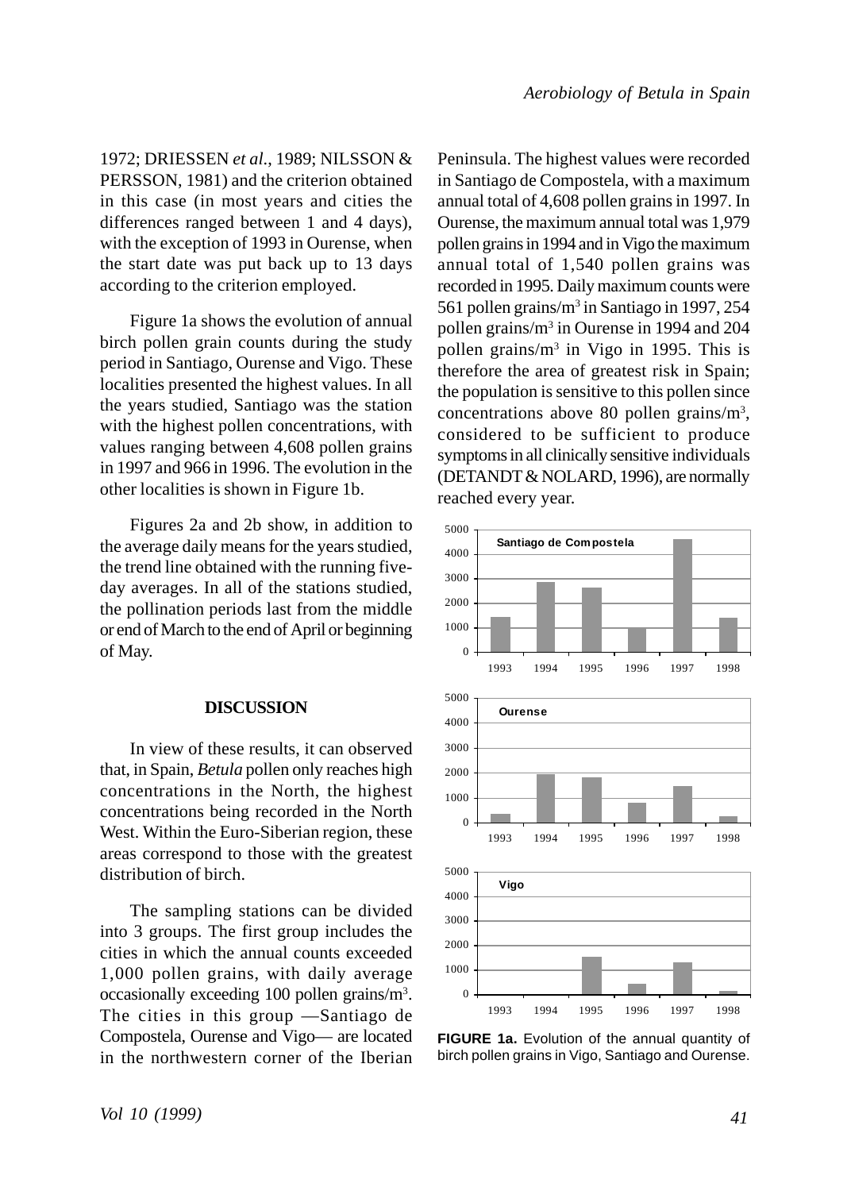1972; DRIESSEN *et al*., 1989; NILSSON & PERSSON, 1981) and the criterion obtained in this case (in most years and cities the differences ranged between 1 and 4 days), with the exception of 1993 in Ourense, when the start date was put back up to 13 days according to the criterion employed.

Figure 1a shows the evolution of annual birch pollen grain counts during the study period in Santiago, Ourense and Vigo. These localities presented the highest values. In all the years studied, Santiago was the station with the highest pollen concentrations, with values ranging between 4,608 pollen grains in 1997 and 966 in 1996. The evolution in the other localities is shown in Figure 1b.

Figures 2a and 2b show, in addition to the average daily means for the years studied, the trend line obtained with the running five-day averages. In all of the stations studied, the pollination periods last from the middle or end of March to the end of April or beginning of May.

## DISCUSSION

In view of these results, it can observed that, in Spain, *Betula* pollen only reaches high concentrations in the North, the highest concentrations being recorded in the North West. Within the Euro-Siberian region, these areas correspond to those with the greatest distribution of birch.

The sampling stations can be divided into 3 groups. The first group includes the cities in which the annual counts exceeded 1,000 pollen grains, with daily average occasionally exceeding 100 pollen grains/m$^3$. The cities in this group —Santiago de Compostela, Ourense and Vigo— are located in the northwestern corner of the Iberian Peninsula. The highest values were recorded in Santiago de Compostela, with a maximum annual total of 4,608 pollen grains in 1997. In Ourense, the maximum annual total was 1,979 pollen grains in 1994 and in Vigo the maximum annual total of 1,540 pollen grains was recorded in 1995. Daily maximum counts were 561 pollen grains/m$^3$ in Santiago in 1997, 254 pollen grains/m$^3$ in Ourense in 1994 and 204 pollen grains/m$^3$ in Vigo in 1995. This is therefore the area of greatest risk in Spain; the population is sensitive to this pollen since concentrations above 80 pollen grains/m$^3$, considered to be sufficient to produce symptoms in all clinically sensitive individuals (DETANDT & NOLARD, 1996), are normally reached every year.

**FIGURE 1a.** Evolution of the annual quantity of birch pollen grains in Vigo, Santiago and Ourense.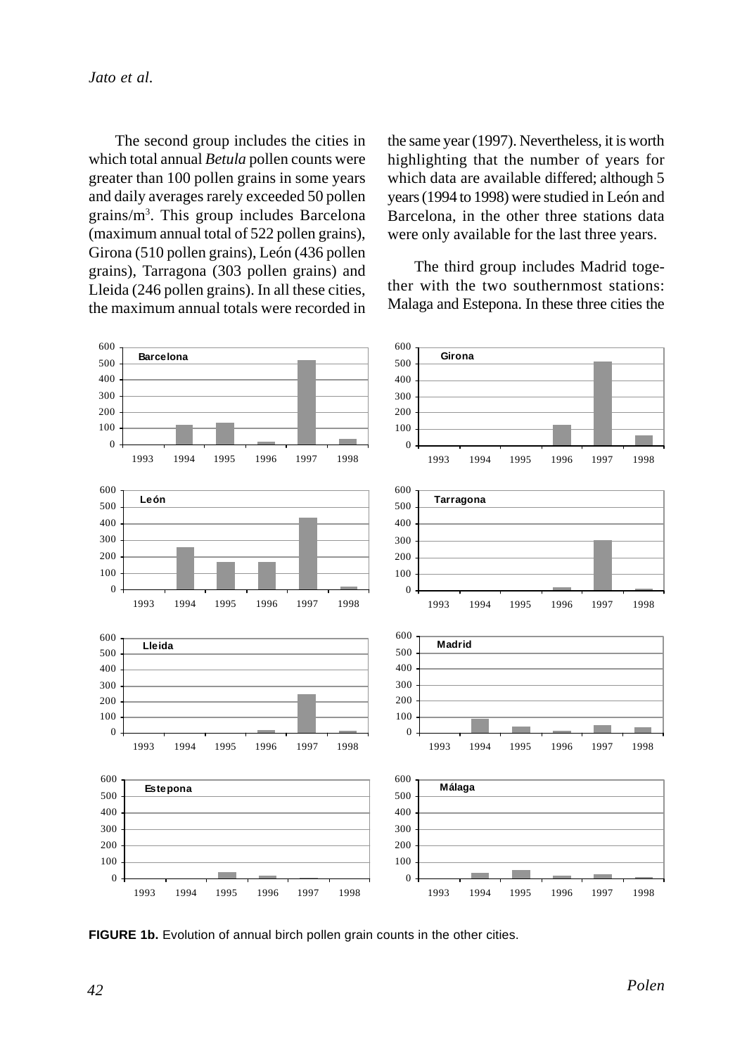The second group includes the cities in which total annual *Betula* pollen counts were greater than 100 pollen grains in some years and daily averages rarely exceeded 50 pollen grains/m$^3$. This group includes Barcelona (maximum annual total of 522 pollen grains), Girona (510 pollen grains), León (436 pollen grains), Tarragona (303 pollen grains) and Lleida (246 pollen grains). In all these cities, the maximum annual totals were recorded in the same year (1997). Nevertheless, it is worth highlighting that the number of years for which data are available differed; although 5 years (1994 to 1998) were studied in León and Barcelona, in the other three stations data were only available for the last three years.

The third group includes Madrid together with the two southernmost stations: Malaga and Estepona. In these three cities the

**FIGURE 1b.** Evolution of annual birch pollen grain counts in the other cities.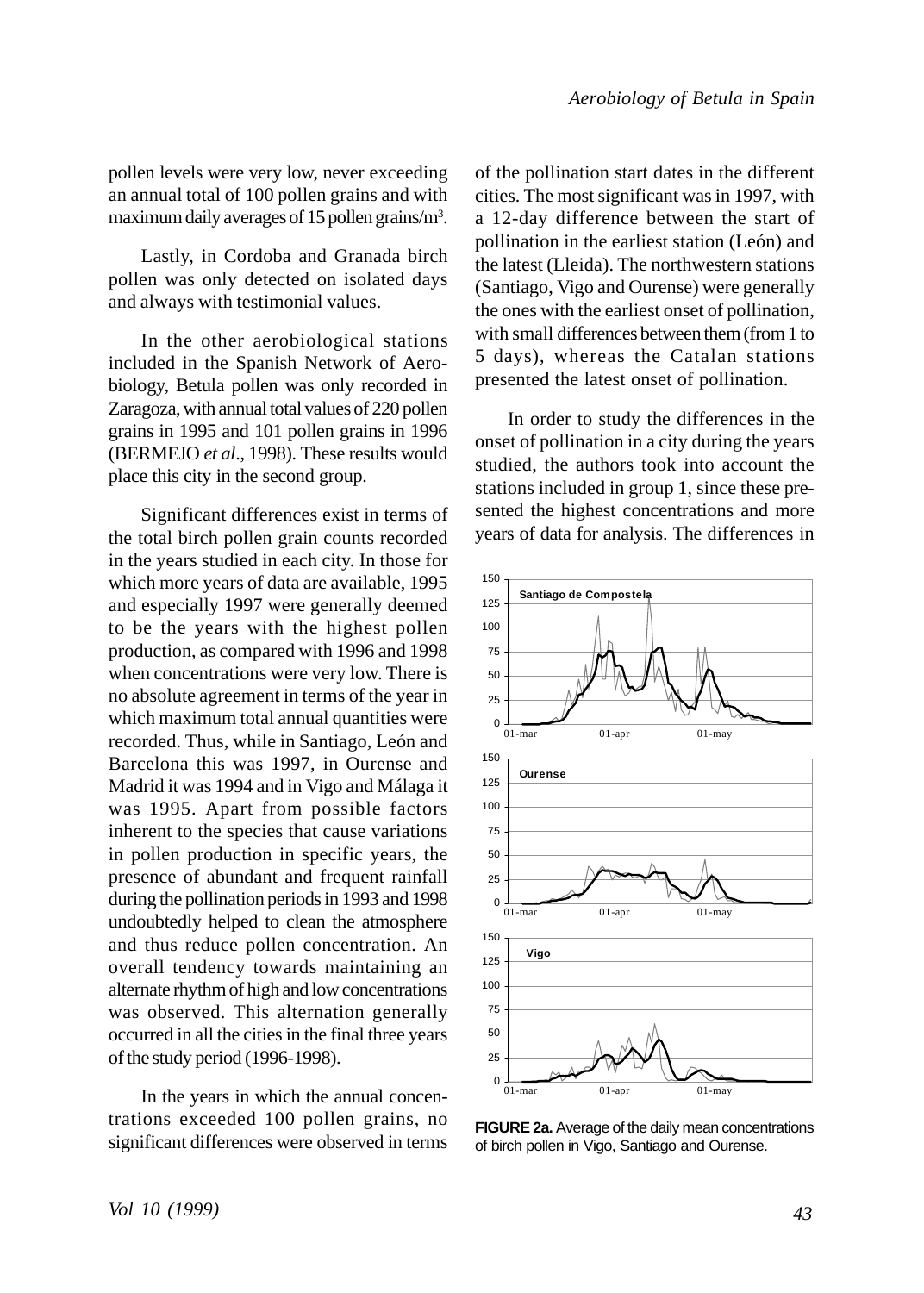pollen levels were very low, never exceeding an annual total of 100 pollen grains and with maximum daily averages of 15 pollen grains/m$^3$.

Lastly, in Cordoba and Granada birch pollen was only detected on isolated days and always with testimonial values.

In the other aerobiological stations included in the Spanish Network of Aerobiology, Betula pollen was only recorded in Zaragoza, with annual total values of 220 pollen grains in 1995 and 101 pollen grains in 1996 (BERMEJO *et al*., 1998). These results would place this city in the second group.

Significant differences exist in terms of the total birch pollen grain counts recorded in the years studied in each city. In those for which more years of data are available, 1995 and especially 1997 were generally deemed to be the years with the highest pollen production, as compared with 1996 and 1998 when concentrations were very low. There is no absolute agreement in terms of the year in which maximum total annual quantities were recorded. Thus, while in Santiago, León and Barcelona this was 1997, in Ourense and Madrid it was 1994 and in Vigo and Málaga it was 1995. Apart from possible factors inherent to the species that cause variations in pollen production in specific years, the presence of abundant and frequent rainfall during the pollination periods in 1993 and 1998 undoubtedly helped to clean the atmosphere and thus reduce pollen concentration. An overall tendency towards maintaining an alternate rhythm of high and low concentrations was observed. This alternation generally occurred in all the cities in the final three years of the study period (1996-1998).

In the years in which the annual concentrations exceeded 100 pollen grains, no significant differences were observed in terms of the pollination start dates in the different cities. The most significant was in 1997, with a 12-day difference between the start of pollination in the earliest station (León) and the latest (Lleida). The northwestern stations (Santiago, Vigo and Ourense) were generally the ones with the earliest onset of pollination, with small differences between them (from 1 to 5 days), whereas the Catalan stations presented the latest onset of pollination.

In order to study the differences in the onset of pollination in a city during the years studied, the authors took into account the stations included in group 1, since these presented the highest concentrations and more years of data for analysis. The differences in

**FIGURE 2a.** Average of the daily mean concentrations of birch pollen in Vigo, Santiago and Ourense.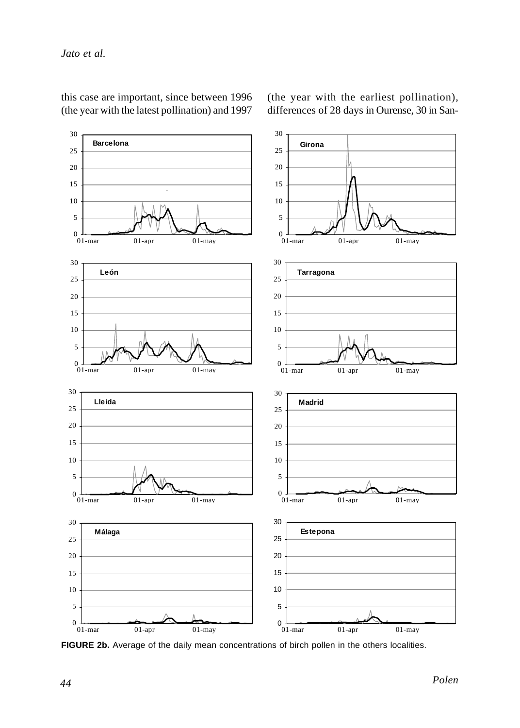this case are important, since between 1996 (the year with the latest pollination) and 1997 (the year with the earliest pollination), differences of 28 days in Ourense, 30 in San-

**FIGURE 2b.** Average of the daily mean concentrations of birch pollen in the others localities.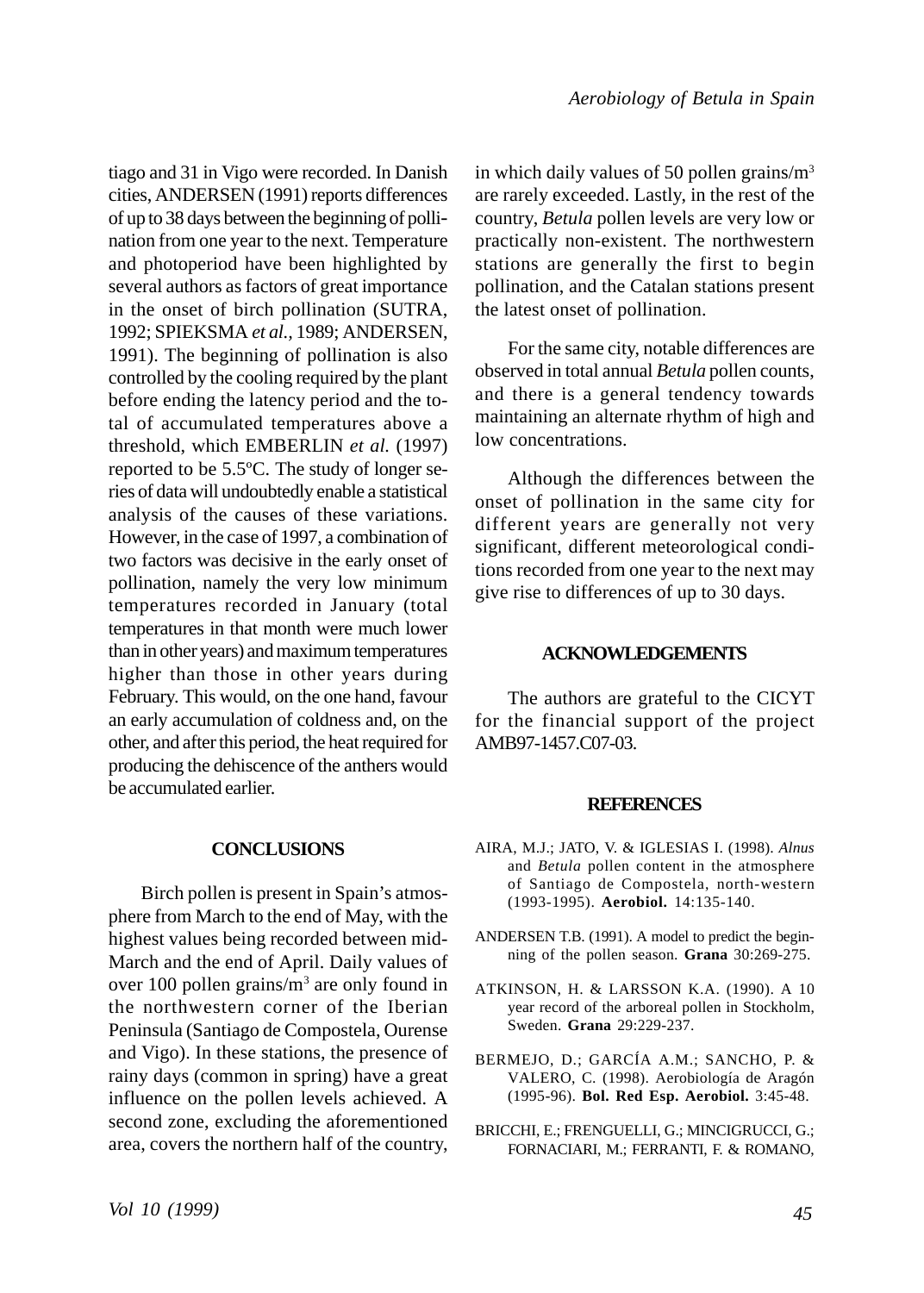tiago and 31 in Vigo were recorded. In Danish cities, ANDERSEN (1991) reports differences of up to 38 days between the beginning of pollination from one year to the next. Temperature and photoperiod have been highlighted by several authors as factors of great importance in the onset of birch pollination (SUTRA, 1992; SPIEKSMA *et al.*, 1989; ANDERSEN, 1991). The beginning of pollination is also controlled by the cooling required by the plant before ending the latency period and the total of accumulated temperatures above a threshold, which EMBERLIN *et al.* (1997) reported to be 5.5ºC. The study of longer series of data will undoubtedly enable a statistical analysis of the causes of these variations. However, in the case of 1997, a combination of two factors was decisive in the early onset of pollination, namely the very low minimum temperatures recorded in January (total temperatures in that month were much lower than in other years) and maximum temperatures higher than those in other years during February. This would, on the one hand, favour an early accumulation of coldness and, on the other, and after this period, the heat required for producing the dehiscence of the anthers would be accumulated earlier.

## CONCLUSIONS

Birch pollen is present in Spain's atmosphere from March to the end of May, with the highest values being recorded between mid-March and the end of April. Daily values of over 100 pollen grains/m$^3$ are only found in the northwestern corner of the Iberian Peninsula (Santiago de Compostela, Ourense and Vigo). In these stations, the presence of rainy days (common in spring) have a great influence on the pollen levels achieved. A second zone, excluding the aforementioned area, covers the northern half of the country, in which daily values of 50 pollen grains/m$^3$ are rarely exceeded. Lastly, in the rest of the country, *Betula* pollen levels are very low or practically non-existent. The northwestern stations are generally the first to begin pollination, and the Catalan stations present the latest onset of pollination.

For the same city, notable differences are observed in total annual *Betula* pollen counts, and there is a general tendency towards maintaining an alternate rhythm of high and low concentrations.

Although the differences between the onset of pollination in the same city for different years are generally not very significant, different meteorological conditions recorded from one year to the next may give rise to differences of up to 30 days.

## ACKNOWLEDGEMENTS

The authors are grateful to the CICYT for the financial support of the project AMB97-1457.C07-03.

## REFERENCES

AIRA, M.J.; JATO, V. & IGLESIAS I. (1998). *Alnus* and *Betula* pollen content in the atmosphere of Santiago de Compostela, north-western (1993-1995). **Aerobiol.** 14:135-140.

ANDERSEN T.B. (1991). A model to predict the beginning of the pollen season. **Grana** 30:269-275.

ATKINSON, H. & LARSSON K.A. (1990). A 10 year record of the arboreal pollen in Stockholm, Sweden. **Grana** 29:229-237.

BERMEJO, D.; GARCÍA A.M.; SANCHO, P. & VALERO, C. (1998). Aerobiología de Aragón (1995-96). **Bol. Red Esp. Aerobiol.** 3:45-48.

BRICCHI, E.; FRENGUELLI, G.; MINCIGRUCCI, G.; FORNACIARI, M.; FERRANTI, F. & ROMANO,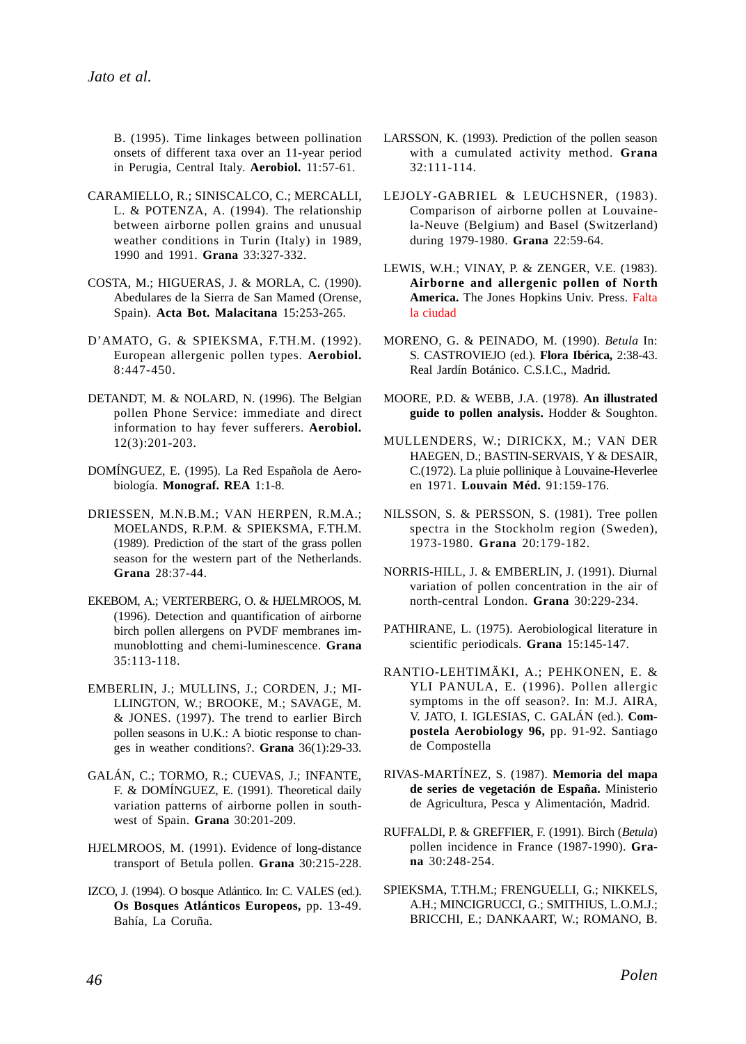B. (1995). Time linkages between pollination onsets of different taxa over an 11-year period in Perugia, Central Italy. **Aerobiol.** 11:57-61.

CARAMIELLO, R.; SINISCALCO, C.; MERCALLI, L. & POTENZA, A. (1994). The relationship between airborne pollen grains and unusual weather conditions in Turin (Italy) in 1989, 1990 and 1991. **Grana** 33:327-332.

COSTA, M.; HIGUERAS, J. & MORLA, C. (1990). Abedulares de la Sierra de San Mamed (Orense, Spain). **Acta Bot. Malacitana** 15:253-265.

D'AMATO, G. & SPIEKSMA, F.TH.M. (1992). European allergenic pollen types. **Aerobiol.** 8:447-450.

DETANDT, M. & NOLARD, N. (1996). The Belgian pollen Phone Service: immediate and direct information to hay fever sufferers. **Aerobiol.** 12(3):201-203.

DOMÍNGUEZ, E. (1995). La Red Española de Aerobiología. **Monograf. REA** 1:1-8.

DRIESSEN, M.N.B.M.; VAN HERPEN, R.M.A.; MOELANDS, R.P.M. & SPIEKSMA, F.TH.M. (1989). Prediction of the start of the grass pollen season for the western part of the Netherlands. **Grana** 28:37-44.

EKEBOM, A.; VERTERBERG, O. & HJELMROOS, M. (1996). Detection and quantification of airborne birch pollen allergens on PVDF membranes immunoblotting and chemi-luminescence. **Grana** 35:113-118.

EMBERLIN, J.; MULLINS, J.; CORDEN, J.; MILLINGTON, W.; BROOKE, M.; SAVAGE, M. & JONES. (1997). The trend to earlier Birch pollen seasons in U.K.: A biotic response to changes in weather conditions?. **Grana** 36(1):29-33.

GALÁN, C.; TORMO, R.; CUEVAS, J.; INFANTE, F. & DOMÍNGUEZ, E. (1991). Theoretical daily variation patterns of airborne pollen in southwest of Spain. **Grana** 30:201-209.

HJELMROOS, M. (1991). Evidence of long-distance transport of Betula pollen. **Grana** 30:215-228.

IZCO, J. (1994). O bosque Atlántico. In: C. VALES (ed.). **Os Bosques Atlánticos Europeos,** pp. 13-49. Bahía, La Coruña.

LARSSON, K. (1993). Prediction of the pollen season with a cumulated activity method. **Grana** 32:111-114.

LEJOLY-GABRIEL & LEUCHSNER, (1983). Comparison of airborne pollen at Louvaine-la-Neuve (Belgium) and Basel (Switzerland) during 1979-1980. **Grana** 22:59-64.

LEWIS, W.H.; VINAY, P. & ZENGER, V.E. (1983). **Airborne and allergenic pollen of North America.** The Jones Hopkins Univ. Press. Falta la ciudad

MORENO, G. & PEINADO, M. (1990). *Betula* In: S. CASTROVIEJO (ed.). **Flora Ibérica,** 2:38-43. Real Jardín Botánico. C.S.I.C., Madrid.

MOORE, P.D. & WEBB, J.A. (1978). **An illustrated guide to pollen analysis.** Hodder & Soughton.

MULLENDERS, W.; DIRICKX, M.; VAN DER HAEGEN, D.; BASTIN-SERVAIS, Y & DESAIR, C.(1972). La pluie pollinique à Louvaine-Heverlee en 1971. **Louvain Méd.** 91:159-176.

NILSSON, S. & PERSSON, S. (1981). Tree pollen spectra in the Stockholm region (Sweden), 1973-1980. **Grana** 20:179-182.

NORRIS-HILL, J. & EMBERLIN, J. (1991). Diurnal variation of pollen concentration in the air of north-central London. **Grana** 30:229-234.

PATHIRANE, L. (1975). Aerobiological literature in scientific periodicals. **Grana** 15:145-147.

RANTIO-LEHTIMÄKI, A.; PEHKONEN, E. & YLI PANULA, E. (1996). Pollen allergic symptoms in the off season?. In: M.J. AIRA, V. JATO, I. IGLESIAS, C. GALÁN (ed.). **Compostela Aerobiology 96,** pp. 91-92. Santiago de Compostella

RIVAS-MARTÍNEZ, S. (1987). **Memoria del mapa de series de vegetación de España.** Ministerio de Agricultura, Pesca y Alimentación, Madrid.

RUFFALDI, P. & GREFFIER, F. (1991). Birch (*Betula*) pollen incidence in France (1987-1990). **Grana** 30:248-254.

SPIEKSMA, T.TH.M.; FRENGUELLI, G.; NIKKELS, A.H.; MINCIGRUCCI, G.; SMITHIUS, L.O.M.J.; BRICCHI, E.; DANKAART, W.; ROMANO, B.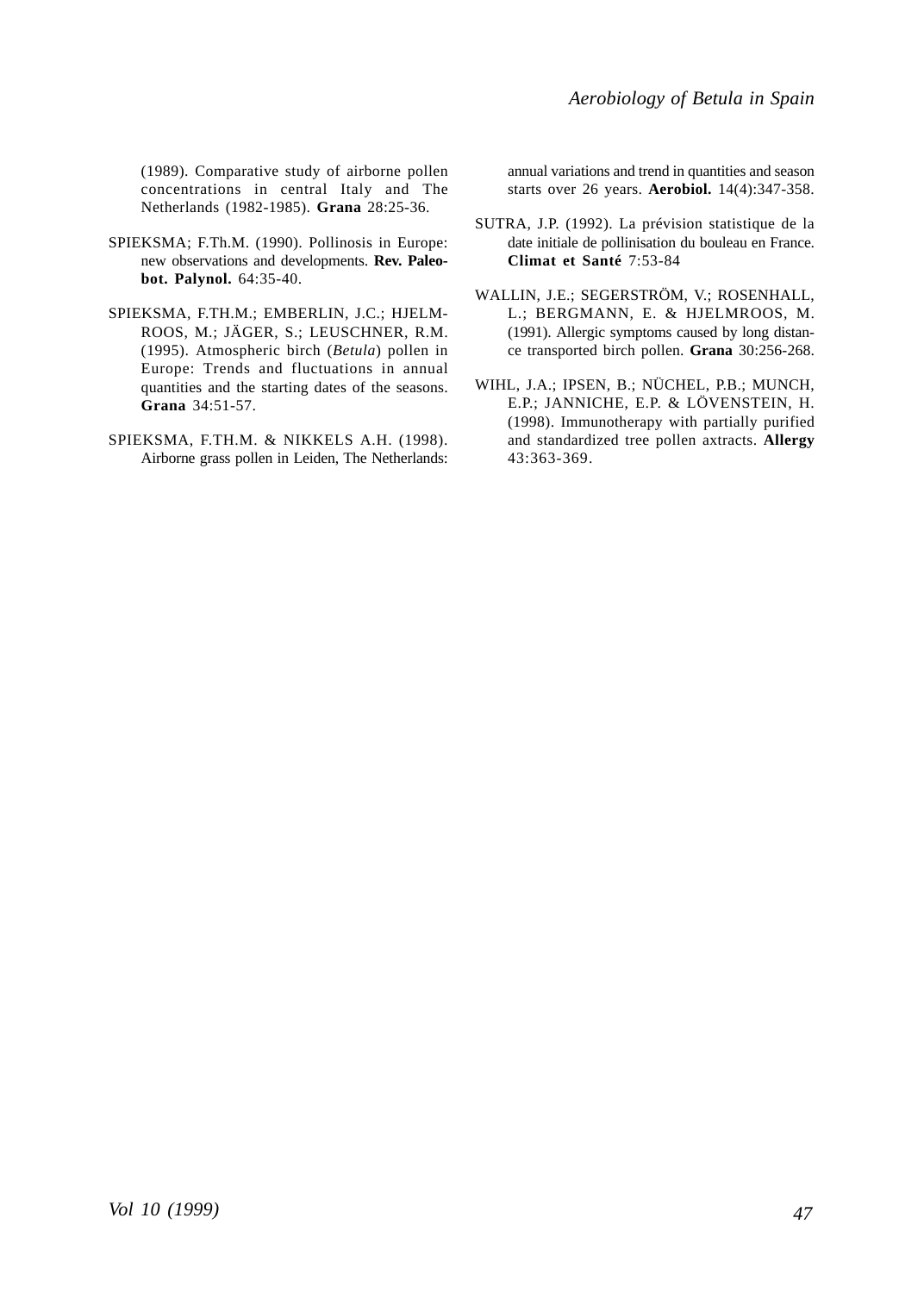(1989). Comparative study of airborne pollen concentrations in central Italy and The Netherlands (1982-1985). **Grana** 28:25-36.

SPIEKSMA; F.Th.M. (1990). Pollinosis in Europe: new observations and developments. **Rev. Paleobot. Palynol.** 64:35-40.

SPIEKSMA, F.TH.M.; EMBERLIN, J.C.; HJELMROOS, M.; JÄGER, S.; LEUSCHNER, R.M. (1995). Atmospheric birch (*Betula*) pollen in Europe: Trends and fluctuations in annual quantities and the starting dates of the seasons. **Grana** 34:51-57.

SPIEKSMA, F.TH.M. & NIKKELS A.H. (1998). Airborne grass pollen in Leiden, The Netherlands: annual variations and trend in quantities and season starts over 26 years. **Aerobiol.** 14(4):347-358.

SUTRA, J.P. (1992). La prévision statistique de la date initiale de pollinisation du bouleau en France. **Climat et Santé** 7:53-84

WALLIN, J.E.; SEGERSTRÖM, V.; ROSENHALL, L.; BERGMANN, E. & HJELMROOS, M. (1991). Allergic symptoms caused by long distance transported birch pollen. **Grana** 30:256-268.

WIHL, J.A.; IPSEN, B.; NÜCHEL, P.B.; MUNCH, E.P.; JANNICHE, E.P. & LÖVENSTEIN, H. (1998). Immunotherapy with partially purified and standardized tree pollen axtracts. **Allergy** 43:363-369.